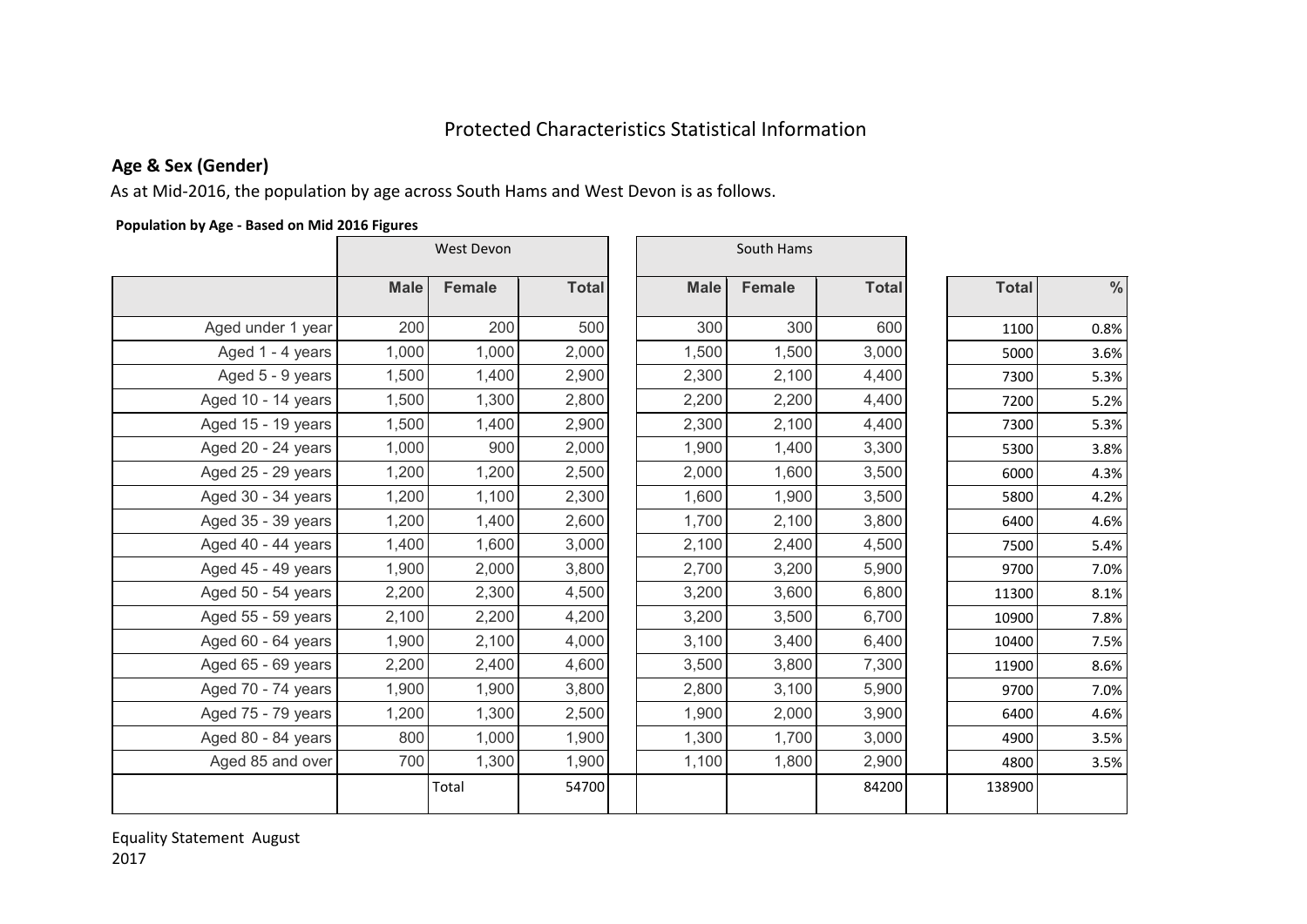# Protected Characteristics Statistical Information

## Age & Sex (Gender)

As at Mid-2016, the population by age across South Hams and West Devon is as follows.

**Population by Age - Based on Mid 2016 Figures**

| | West Devon | | | South Hams | | | | |
|---|---|---|---|---|---|---|---|---|
| | **Male** | **Female** | **Total** | **Male** | **Female** | **Total** | **Total** | **%** |
| Aged under 1 year | 200 | 200 | 500 | 300 | 300 | 600 | 1100 | 0.8% |
| Aged 1 - 4 years | 1,000 | 1,000 | 2,000 | 1,500 | 1,500 | 3,000 | 5000 | 3.6% |
| Aged 5 - 9 years | 1,500 | 1,400 | 2,900 | 2,300 | 2,100 | 4,400 | 7300 | 5.3% |
| Aged 10 - 14 years | 1,500 | 1,300 | 2,800 | 2,200 | 2,200 | 4,400 | 7200 | 5.2% |
| Aged 15 - 19 years | 1,500 | 1,400 | 2,900 | 2,300 | 2,100 | 4,400 | 7300 | 5.3% |
| Aged 20 - 24 years | 1,000 | 900 | 2,000 | 1,900 | 1,400 | 3,300 | 5300 | 3.8% |
| Aged 25 - 29 years | 1,200 | 1,200 | 2,500 | 2,000 | 1,600 | 3,500 | 6000 | 4.3% |
| Aged 30 - 34 years | 1,200 | 1,100 | 2,300 | 1,600 | 1,900 | 3,500 | 5800 | 4.2% |
| Aged 35 - 39 years | 1,200 | 1,400 | 2,600 | 1,700 | 2,100 | 3,800 | 6400 | 4.6% |
| Aged 40 - 44 years | 1,400 | 1,600 | 3,000 | 2,100 | 2,400 | 4,500 | 7500 | 5.4% |
| Aged 45 - 49 years | 1,900 | 2,000 | 3,800 | 2,700 | 3,200 | 5,900 | 9700 | 7.0% |
| Aged 50 - 54 years | 2,200 | 2,300 | 4,500 | 3,200 | 3,600 | 6,800 | 11300 | 8.1% |
| Aged 55 - 59 years | 2,100 | 2,200 | 4,200 | 3,200 | 3,500 | 6,700 | 10900 | 7.8% |
| Aged 60 - 64 years | 1,900 | 2,100 | 4,000 | 3,100 | 3,400 | 6,400 | 10400 | 7.5% |
| Aged 65 - 69 years | 2,200 | 2,400 | 4,600 | 3,500 | 3,800 | 7,300 | 11900 | 8.6% |
| Aged 70 - 74 years | 1,900 | 1,900 | 3,800 | 2,800 | 3,100 | 5,900 | 9700 | 7.0% |
| Aged 75 - 79 years | 1,200 | 1,300 | 2,500 | 1,900 | 2,000 | 3,900 | 6400 | 4.6% |
| Aged 80 - 84 years | 800 | 1,000 | 1,900 | 1,300 | 1,700 | 3,000 | 4900 | 3.5% |
| Aged 85 and over | 700 | 1,300 | 1,900 | 1,100 | 1,800 | 2,900 | 4800 | 3.5% |
| | | Total | 54700 | | | 84200 | 138900 | |

Equality Statement August 2017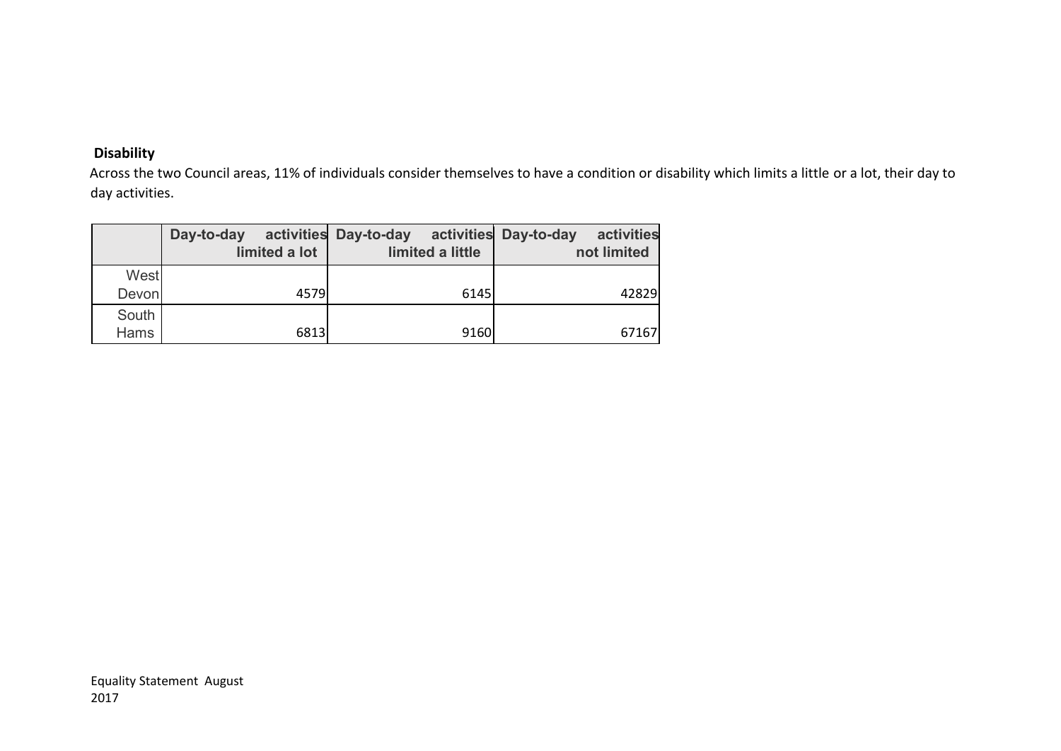**Disability**

Across the two Council areas, 11% of individuals consider themselves to have a condition or disability which limits a little or a lot, their day to day activities.

| | Day-to-day activities limited a lot | Day-to-day activities limited a little | Day-to-day activities not limited |
|---|---|---|---|
| West Devon | 4579 | 6145 | 42829 |
| South Hams | 6813 | 9160 | 67167 |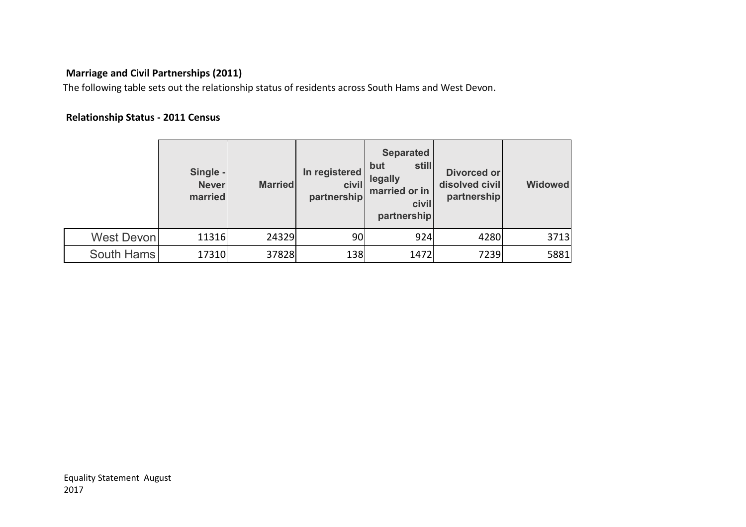**Marriage and Civil Partnerships (2011)**

The following table sets out the relationship status of residents across South Hams and West Devon.

**Relationship Status - 2011 Census**

| | Single - Never married | Married | In registered civil partnership | Separated but still legally married or in civil partnership | Divorced or disolved civil partnership | Widowed |
|---|---|---|---|---|---|---|
| West Devon | 11316 | 24329 | 90 | 924 | 4280 | 3713 |
| South Hams | 17310 | 37828 | 138 | 1472 | 7239 | 5881 |

Equality Statement August 2017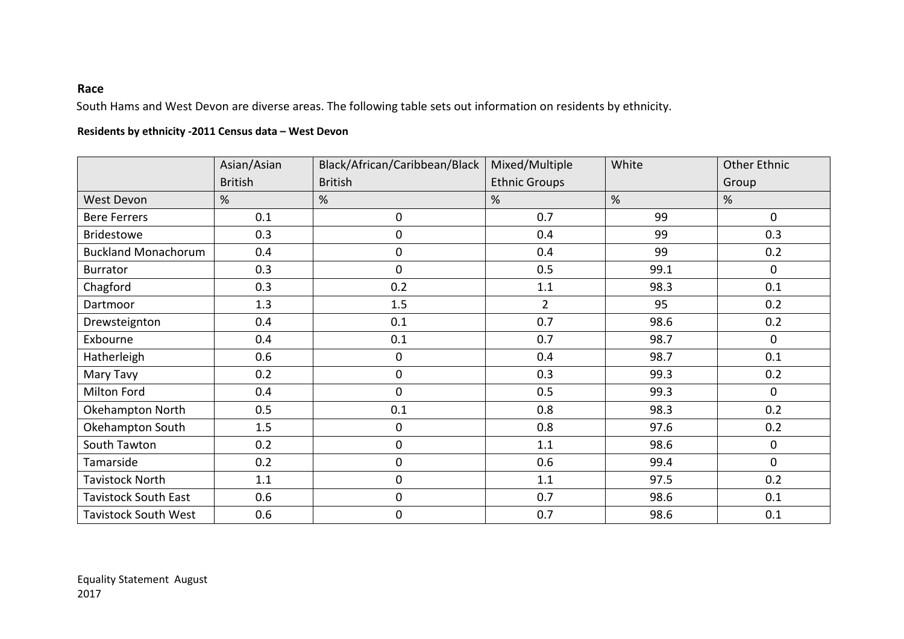### Race

South Hams and West Devon are diverse areas. The following table sets out information on residents by ethnicity.

**Residents by ethnicity -2011 Census data – West Devon**

| | Asian/Asian British | Black/African/Caribbean/Black British | Mixed/Multiple Ethnic Groups | White | Other Ethnic Group |
|---|---|---|---|---|---|
| West Devon | % | % | % | % | % |
| Bere Ferrers | 0.1 | 0 | 0.7 | 99 | 0 |
| Bridestowe | 0.3 | 0 | 0.4 | 99 | 0.3 |
| Buckland Monachorum | 0.4 | 0 | 0.4 | 99 | 0.2 |
| Burrator | 0.3 | 0 | 0.5 | 99.1 | 0 |
| Chagford | 0.3 | 0.2 | 1.1 | 98.3 | 0.1 |
| Dartmoor | 1.3 | 1.5 | 2 | 95 | 0.2 |
| Drewsteignton | 0.4 | 0.1 | 0.7 | 98.6 | 0.2 |
| Exbourne | 0.4 | 0.1 | 0.7 | 98.7 | 0 |
| Hatherleigh | 0.6 | 0 | 0.4 | 98.7 | 0.1 |
| Mary Tavy | 0.2 | 0 | 0.3 | 99.3 | 0.2 |
| Milton Ford | 0.4 | 0 | 0.5 | 99.3 | 0 |
| Okehampton North | 0.5 | 0.1 | 0.8 | 98.3 | 0.2 |
| Okehampton South | 1.5 | 0 | 0.8 | 97.6 | 0.2 |
| South Tawton | 0.2 | 0 | 1.1 | 98.6 | 0 |
| Tamarside | 0.2 | 0 | 0.6 | 99.4 | 0 |
| Tavistock North | 1.1 | 0 | 1.1 | 97.5 | 0.2 |
| Tavistock South East | 0.6 | 0 | 0.7 | 98.6 | 0.1 |
| Tavistock South West | 0.6 | 0 | 0.7 | 98.6 | 0.1 |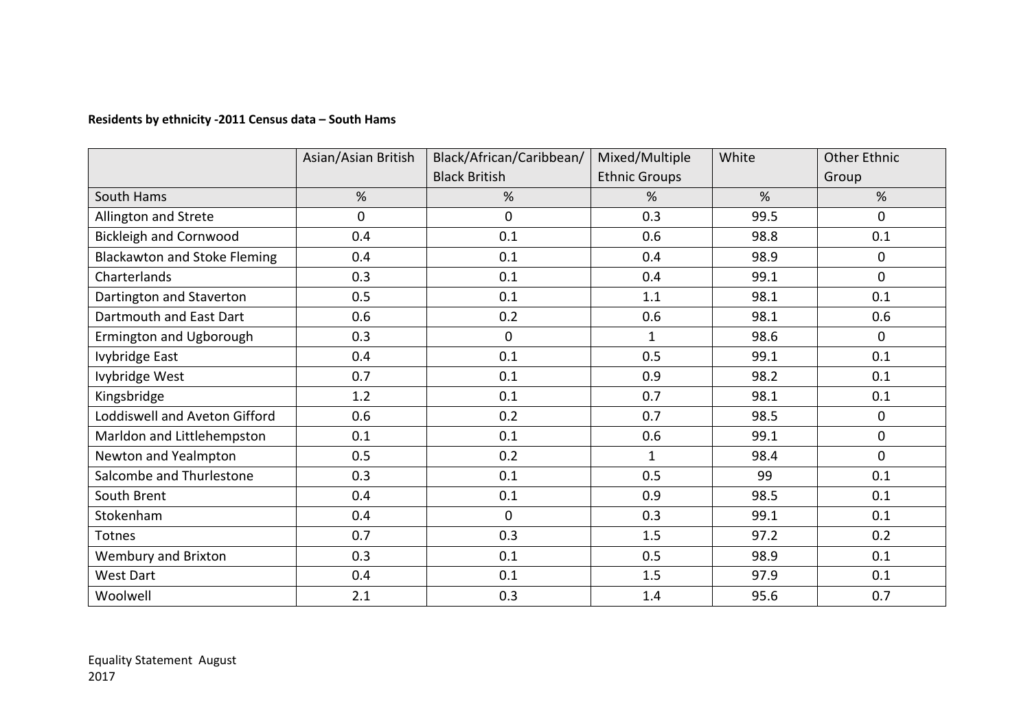**Residents by ethnicity -2011 Census data – South Hams**

| | Asian/Asian British | Black/African/Caribbean/ Black British | Mixed/Multiple Ethnic Groups | White | Other Ethnic Group |
|---|---|---|---|---|---|
| South Hams | % | % | % | % | % |
| Allington and Strete | 0 | 0 | 0.3 | 99.5 | 0 |
| Bickleigh and Cornwood | 0.4 | 0.1 | 0.6 | 98.8 | 0.1 |
| Blackawton and Stoke Fleming | 0.4 | 0.1 | 0.4 | 98.9 | 0 |
| Charterlands | 0.3 | 0.1 | 0.4 | 99.1 | 0 |
| Dartington and Staverton | 0.5 | 0.1 | 1.1 | 98.1 | 0.1 |
| Dartmouth and East Dart | 0.6 | 0.2 | 0.6 | 98.1 | 0.6 |
| Ermington and Ugborough | 0.3 | 0 | 1 | 98.6 | 0 |
| Ivybridge East | 0.4 | 0.1 | 0.5 | 99.1 | 0.1 |
| Ivybridge West | 0.7 | 0.1 | 0.9 | 98.2 | 0.1 |
| Kingsbridge | 1.2 | 0.1 | 0.7 | 98.1 | 0.1 |
| Loddiswell and Aveton Gifford | 0.6 | 0.2 | 0.7 | 98.5 | 0 |
| Marldon and Littlehempston | 0.1 | 0.1 | 0.6 | 99.1 | 0 |
| Newton and Yealmpton | 0.5 | 0.2 | 1 | 98.4 | 0 |
| Salcombe and Thurlestone | 0.3 | 0.1 | 0.5 | 99 | 0.1 |
| South Brent | 0.4 | 0.1 | 0.9 | 98.5 | 0.1 |
| Stokenham | 0.4 | 0 | 0.3 | 99.1 | 0.1 |
| Totnes | 0.7 | 0.3 | 1.5 | 97.2 | 0.2 |
| Wembury and Brixton | 0.3 | 0.1 | 0.5 | 98.9 | 0.1 |
| West Dart | 0.4 | 0.1 | 1.5 | 97.9 | 0.1 |
| Woolwell | 2.1 | 0.3 | 1.4 | 95.6 | 0.7 |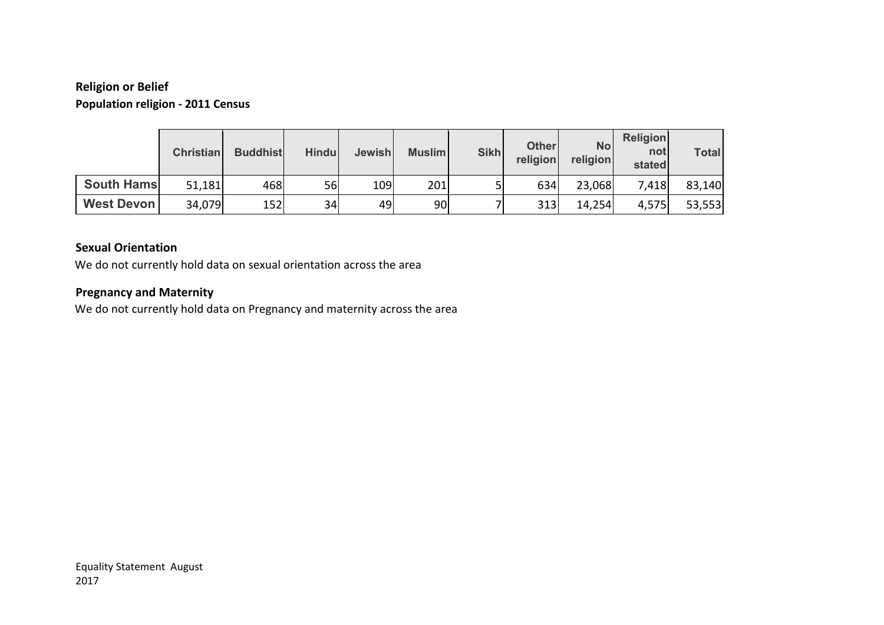**Religion or Belief**

**Population religion - 2011 Census**

| | Christian | Buddhist | Hindu | Jewish | Muslim | Sikh | Other religion | No religion | Religion not stated | Total |
|---|---|---|---|---|---|---|---|---|---|---|
| South Hams | 51,181 | 468 | 56 | 109 | 201 | 5 | 634 | 23,068 | 7,418 | 83,140 |
| West Devon | 34,079 | 152 | 34 | 49 | 90 | 7 | 313 | 14,254 | 4,575 | 53,553 |

**Sexual Orientation**

We do not currently hold data on sexual orientation across the area

**Pregnancy and Maternity**

We do not currently hold data on Pregnancy and maternity across the area